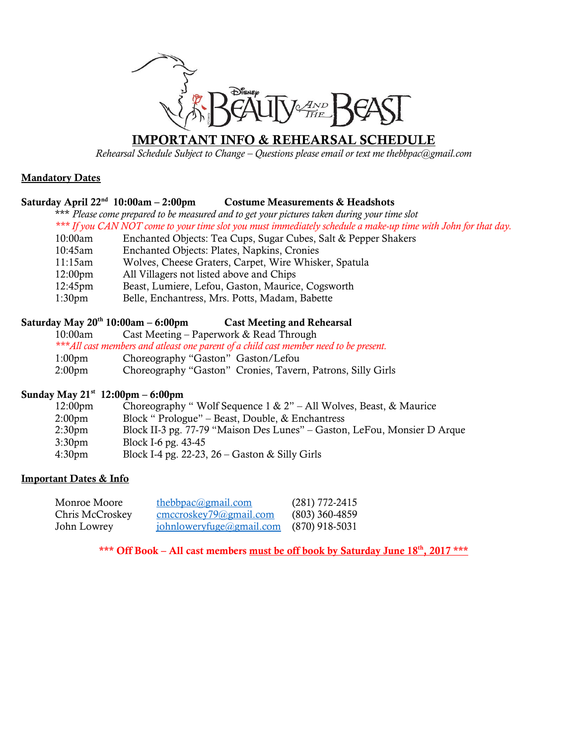# IMPORTANT INFO & REHEARSAL SCHEDULE

*Rehearsal Schedule Subject to Change – Questions please email or text me thebbpac@gmail.com*

## Mandatory Dates

**Saturday April 22nd 10:00am – 2:00pm Costume Measurements & Headshots**

*\*\*\* Please come prepared to be measured and to get your pictures taken during your time slot*

*\*\*\* If you CAN NOT come to your time slot you must immediately schedule a make-up time with John for that day.*

| | |
|---|---|
| 10:00am | Enchanted Objects: Tea Cups, Sugar Cubes, Salt & Pepper Shakers |
| 10:45am | Enchanted Objects: Plates, Napkins, Cronies |
| 11:15am | Wolves, Cheese Graters, Carpet, Wire Whisker, Spatula |
| 12:00pm | All Villagers not listed above and Chips |
| 12:45pm | Beast, Lumiere, Lefou, Gaston, Maurice, Cogsworth |
| 1:30pm | Belle, Enchantress, Mrs. Potts, Madam, Babette |

**Saturday May 20th 10:00am – 6:00pm Cast Meeting and Rehearsal**

10:00am Cast Meeting – Paperwork & Read Through

*\*\*\*All cast members and atleast one parent of a child cast member need to be present.*

| | |
|---|---|
| 1:00pm | Choreography "Gaston" Gaston/Lefou |
| 2:00pm | Choreography "Gaston" Cronies, Tavern, Patrons, Silly Girls |

**Sunday May 21st 12:00pm – 6:00pm**

| | |
|---|---|
| 12:00pm | Choreography " Wolf Sequence 1 & 2" – All Wolves, Beast, & Maurice |
| 2:00pm | Block " Prologue" – Beast, Double, & Enchantress |
| 2:30pm | Block II-3 pg. 77-79 "Maison Des Lunes" – Gaston, LeFou, Monsier D Arque |
| 3:30pm | Block I-6 pg. 43-45 |
| 4:30pm | Block I-4 pg. 22-23, 26 – Gaston & Silly Girls |

## Important Dates & Info

| | | |
|---|---|---|
| Monroe Moore | thebbpac@gmail.com | (281) 772-2415 |
| Chris McCroskey | cmccroskey79@gmail.com | (803) 360-4859 |
| John Lowrey | johnloweryfuge@gmail.com | (870) 918-5031 |

**\*\*\* Off Book – All cast members must be off book by Saturday June 18th, 2017 \*\*\***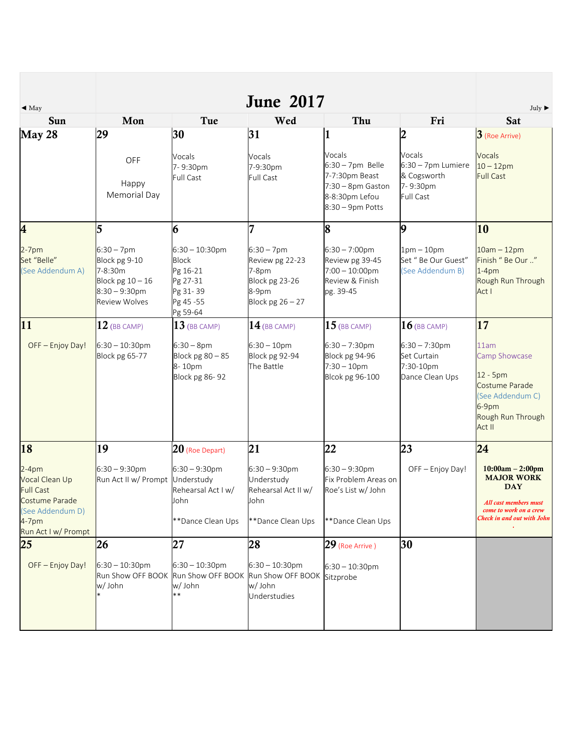# June 2017

◄ May | July ►

| Sun | Mon | Tue | Wed | Thu | Fri | Sat |
|---|---|---|---|---|---|---|
| **May 28** | **29**<br>OFF<br>Happy Memorial Day | **30**<br>Vocals<br>7- 9:30pm<br>Full Cast | **31**<br>Vocals<br>7-9:30pm<br>Full Cast | **1**<br>Vocals<br>6:30 – 7pm Belle<br>7-7:30pm Beast<br>7:30 – 8pm Gaston<br>8-8:30pm Lefou<br>8:30 – 9pm Potts | **2**<br>Vocals<br>6:30 – 7pm Lumiere & Cogsworth<br>7- 9:30pm<br>Full Cast | **3** (Roe Arrive)<br>Vocals<br>10 – 12pm<br>Full Cast |
| **4**<br>2-7pm<br>Set "Belle"<br>(See Addendum A) | **5**<br>6:30 – 7pm<br>Block pg 9-10<br>7-8:30m<br>Block pg 10 – 16<br>8:30 – 9:30pm<br>Review Wolves | **6**<br>6:30 – 10:30pm<br>Block<br>Pg 16-21<br>Pg 27-31<br>Pg 31- 39<br>Pg 45 -55<br>Pg 59-64 | **7**<br>6:30 – 7pm<br>Review pg 22-23<br>7-8pm<br>Block pg 23-26<br>8-9pm<br>Block pg 26 – 27 | **8**<br>6:30 – 7:00pm<br>Review pg 39-45<br>7:00 – 10:00pm<br>Review & Finish<br>pg. 39-45 | **9**<br>1pm – 10pm<br>Set " Be Our Guest"<br>(See Addendum B) | **10**<br>10am – 12pm<br>Finish " Be Our .."<br>1-4pm<br>Rough Run Through<br>Act I |
| **11**<br>OFF – Enjoy Day! | **12** (BB CAMP)<br>6:30 – 10:30pm<br>Block pg 65-77 | **13** (BB CAMP)<br>6:30 – 8pm<br>Block pg 80 – 85<br>8- 10pm<br>Block pg 86- 92 | **14** (BB CAMP)<br>6:30 – 10pm<br>Block pg 92-94<br>The Battle | **15** (BB CAMP)<br>6:30 – 7:30pm<br>Block pg 94-96<br>7:30 – 10pm<br>Blcok pg 96-100 | **16** (BB CAMP)<br>6:30 – 7:30pm<br>Set Curtain<br>7:30-10pm<br>Dance Clean Ups | **17**<br>11am<br>Camp Showcase<br>12 - 5pm<br>Costume Parade<br>(See Addendum C)<br>6-9pm<br>Rough Run Through<br>Act II |
| **18**<br>2-4pm<br>Vocal Clean Up<br>Full Cast<br>Costume Parade<br>(See Addendum D)<br>4-7pm<br>Run Act I w/ Prompt | **19**<br>6:30 – 9:30pm<br>Run Act II w/ Prompt | **20** (Roe Depart)<br>6:30 – 9:30pm<br>Understudy Rehearsal Act I w/ John<br>**Dance Clean Ups | **21**<br>6:30 – 9:30pm<br>Understudy Rehearsal Act II w/ John<br>**Dance Clean Ups | **22**<br>6:30 – 9:30pm<br>Fix Problem Areas on Roe's List w/ John<br>**Dance Clean Ups | **23**<br>OFF – Enjoy Day! | **24**<br>**10:00am – 2:00pm**<br>**MAJOR WORK DAY**<br>***All cast members must come to work on a crew***<br>***Check in and out with John*** |
| **25**<br>OFF – Enjoy Day! | **26**<br>6:30 – 10:30pm<br>Run Show OFF BOOK w/ John<br>* | **27**<br>6:30 – 10:30pm<br>Run Show OFF BOOK w/ John<br>** | **28**<br>6:30 – 10:30pm<br>Run Show OFF BOOK w/ John<br>Understudies | **29** (Roe Arrive )<br>6:30 – 10:30pm<br>Sitzprobe | **30** | |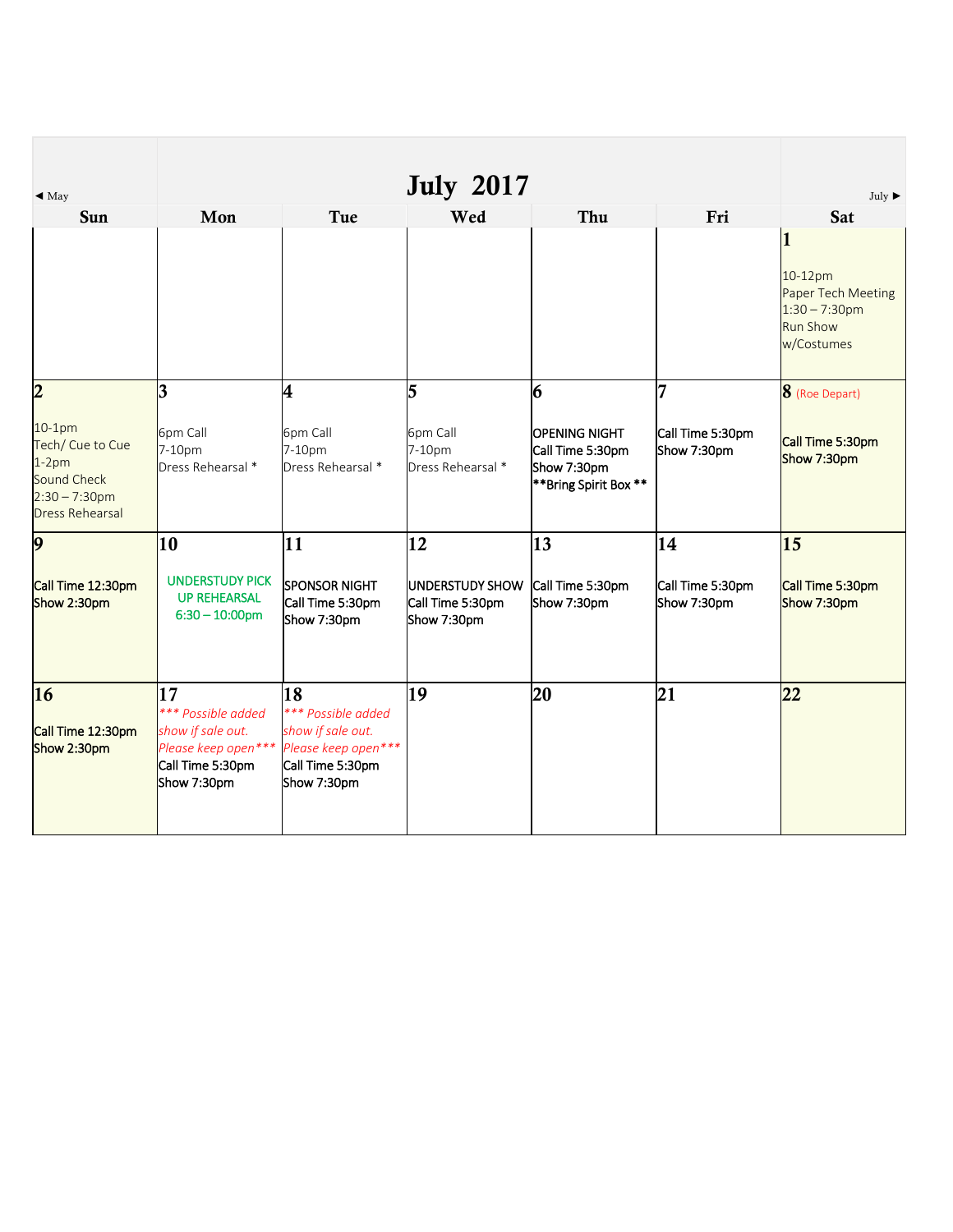# July 2017

◄ May | July ►

| Sun | Mon | Tue | Wed | Thu | Fri | Sat |
|---|---|---|---|---|---|---|
| | | | | | | **1**<br>10-12pm<br>Paper Tech Meeting<br>1:30 – 7:30pm<br>Run Show w/Costumes |
| **2**<br>10-1pm<br>Tech/ Cue to Cue<br>1-2pm<br>Sound Check<br>2:30 – 7:30pm<br>Dress Rehearsal | **3**<br>6pm Call<br>7-10pm<br>Dress Rehearsal * | **4**<br>6pm Call<br>7-10pm<br>Dress Rehearsal * | **5**<br>6pm Call<br>7-10pm<br>Dress Rehearsal * | **6**<br>OPENING NIGHT<br>Call Time 5:30pm<br>Show 7:30pm<br>**Bring Spirit Box ** | **7**<br>Call Time 5:30pm<br>Show 7:30pm | **8** (Roe Depart)<br>Call Time 5:30pm<br>Show 7:30pm |
| **9**<br>Call Time 12:30pm<br>Show 2:30pm | **10**<br>UNDERSTUDY PICK UP REHEARSAL<br>6:30 – 10:00pm | **11**<br>SPONSOR NIGHT<br>Call Time 5:30pm<br>Show 7:30pm | **12**<br>UNDERSTUDY SHOW<br>Call Time 5:30pm<br>Show 7:30pm | **13**<br>Call Time 5:30pm<br>Show 7:30pm | **14**<br>Call Time 5:30pm<br>Show 7:30pm | **15**<br>Call Time 5:30pm<br>Show 7:30pm |
| **16**<br>Call Time 12:30pm<br>Show 2:30pm | **17**<br>*\*\*\* Possible added show if sale out. Please keep open\*\*\**<br>Call Time 5:30pm<br>Show 7:30pm | **18**<br>*\*\*\* Possible added show if sale out. Please keep open\*\*\**<br>Call Time 5:30pm<br>Show 7:30pm | **19** | **20** | **21** | **22** |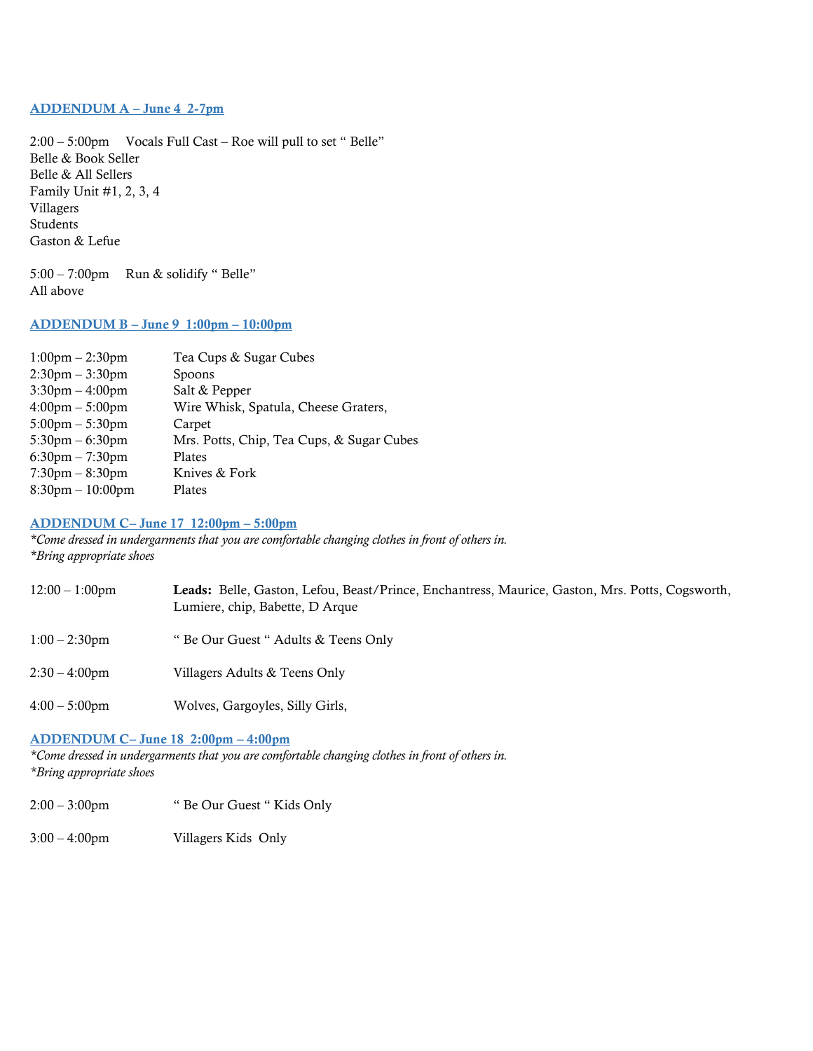## ADDENDUM A – June 4  2-7pm

2:00 – 5:00pm  Vocals Full Cast – Roe will pull to set " Belle"

Belle & Book Seller

Belle & All Sellers

Family Unit #1, 2, 3, 4

Villagers

Students

Gaston & Lefue

5:00 – 7:00pm  Run & solidify " Belle"

All above

## ADDENDUM B – June 9  1:00pm – 10:00pm

| | |
|---|---|
| 1:00pm – 2:30pm | Tea Cups & Sugar Cubes |
| 2:30pm – 3:30pm | Spoons |
| 3:30pm – 4:00pm | Salt & Pepper |
| 4:00pm – 5:00pm | Wire Whisk, Spatula, Cheese Graters, |
| 5:00pm – 5:30pm | Carpet |
| 5:30pm – 6:30pm | Mrs. Potts, Chip, Tea Cups, & Sugar Cubes |
| 6:30pm – 7:30pm | Plates |
| 7:30pm – 8:30pm | Knives & Fork |
| 8:30pm – 10:00pm | Plates |

## ADDENDUM C– June 17  12:00pm – 5:00pm

*\*Come dressed in undergarments that you are comfortable changing clothes in front of others in.*
*\*Bring appropriate shoes*

| | |
|---|---|
| 12:00 – 1:00pm | **Leads:** Belle, Gaston, Lefou, Beast/Prince, Enchantress, Maurice, Gaston, Mrs. Potts, Cogsworth, Lumiere, chip, Babette, D Arque |
| 1:00 – 2:30pm | " Be Our Guest " Adults & Teens Only |
| 2:30 – 4:00pm | Villagers Adults & Teens Only |
| 4:00 – 5:00pm | Wolves, Gargoyles, Silly Girls, |

## ADDENDUM C– June 18  2:00pm – 4:00pm

*\*Come dressed in undergarments that you are comfortable changing clothes in front of others in.*
*\*Bring appropriate shoes*

| | |
|---|---|
| 2:00 – 3:00pm | " Be Our Guest " Kids Only |
| 3:00 – 4:00pm | Villagers Kids Only |